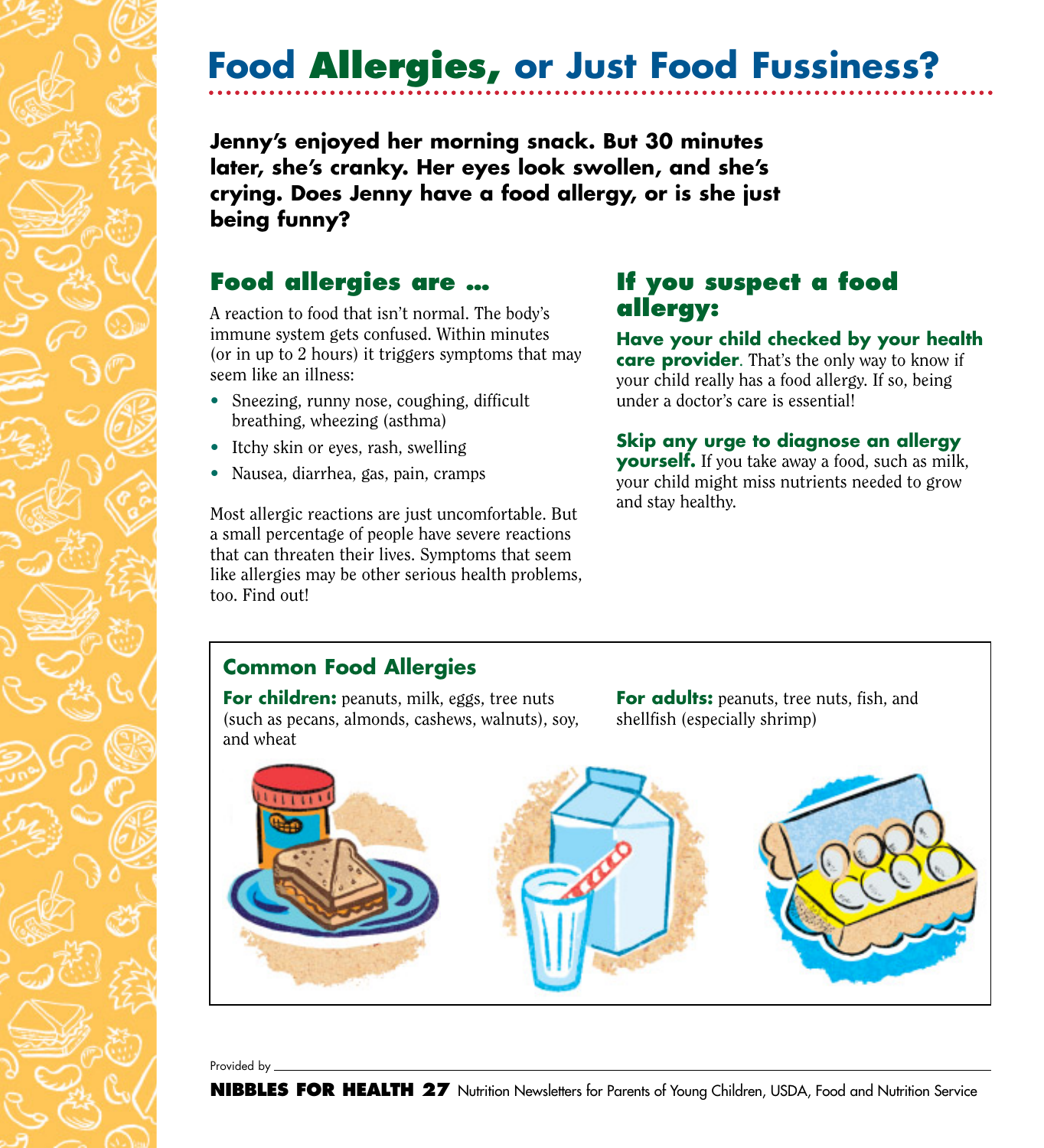# Food Allergies, or Just Food Fussiness?

**Jenny's enjoyed her morning snack. But 30 minutes later, she's cranky. Her eyes look swollen, and she's crying. Does Jenny have a food allergy, or is she just being funny?**

## Food allergies are …

A reaction to food that isn't normal. The body's immune system gets confused. Within minutes (or in up to 2 hours) it triggers symptoms that may seem like an illness:

- Sneezing, runny nose, coughing, difficult breathing, wheezing (asthma)
- Itchy skin or eyes, rash, swelling
- Nausea, diarrhea, gas, pain, cramps

Most allergic reactions are just uncomfortable. But a small percentage of people have severe reactions that can threaten their lives. Symptoms that seem like allergies may be other serious health problems, too. Find out!

## If you suspect a food allergy:

**Have your child checked by your health care provider**. That's the only way to know if your child really has a food allergy. If so, being under a doctor's care is essential!

**Skip any urge to diagnose an allergy yourself.** If you take away a food, such as milk, your child might miss nutrients needed to grow and stay healthy.

### Common Food Allergies

**For children:** peanuts, milk, eggs, tree nuts (such as pecans, almonds, cashews, walnuts), soy, and wheat

**For adults:** peanuts, tree nuts, fish, and shellfish (especially shrimp)

Provided by

**NIBBLES FOR HEALTH 27** Nutrition Newsletters for Parents of Young Children, USDA, Food and Nutrition Service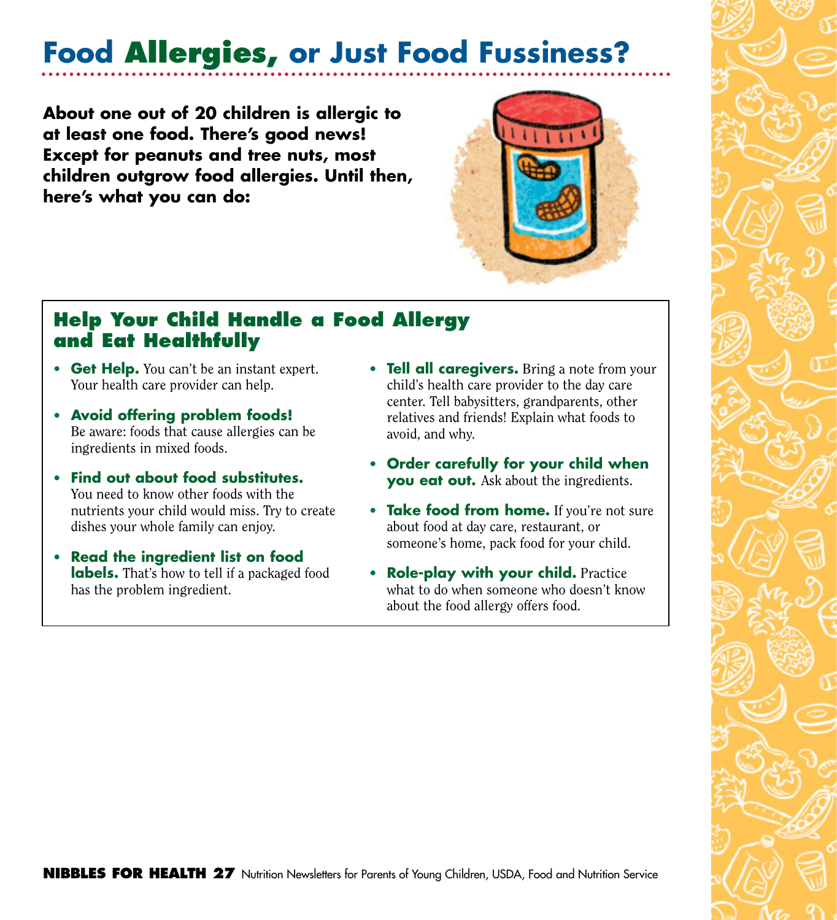# Food Allergies, or Just Food Fussiness?

**About one out of 20 children is allergic to at least one food. There's good news! Except for peanuts and tree nuts, most children outgrow food allergies. Until then, here's what you can do:**

## Help Your Child Handle a Food Allergy and Eat Healthfully

- **Get Help.** You can't be an instant expert. Your health care provider can help.
- **Avoid offering problem foods!** Be aware: foods that cause allergies can be ingredients in mixed foods.
- **Find out about food substitutes.** You need to know other foods with the nutrients your child would miss. Try to create dishes your whole family can enjoy.
- **Read the ingredient list on food labels.** That's how to tell if a packaged food has the problem ingredient.
- **Tell all caregivers.** Bring a note from your child's health care provider to the day care center. Tell babysitters, grandparents, other relatives and friends! Explain what foods to avoid, and why.
- **Order carefully for your child when you eat out.** Ask about the ingredients.
- **Take food from home.** If you're not sure about food at day care, restaurant, or someone's home, pack food for your child.
- **Role-play with your child.** Practice what to do when someone who doesn't know about the food allergy offers food.

**NIBBLES FOR HEALTH 27** Nutrition Newsletters for Parents of Young Children, USDA, Food and Nutrition Service